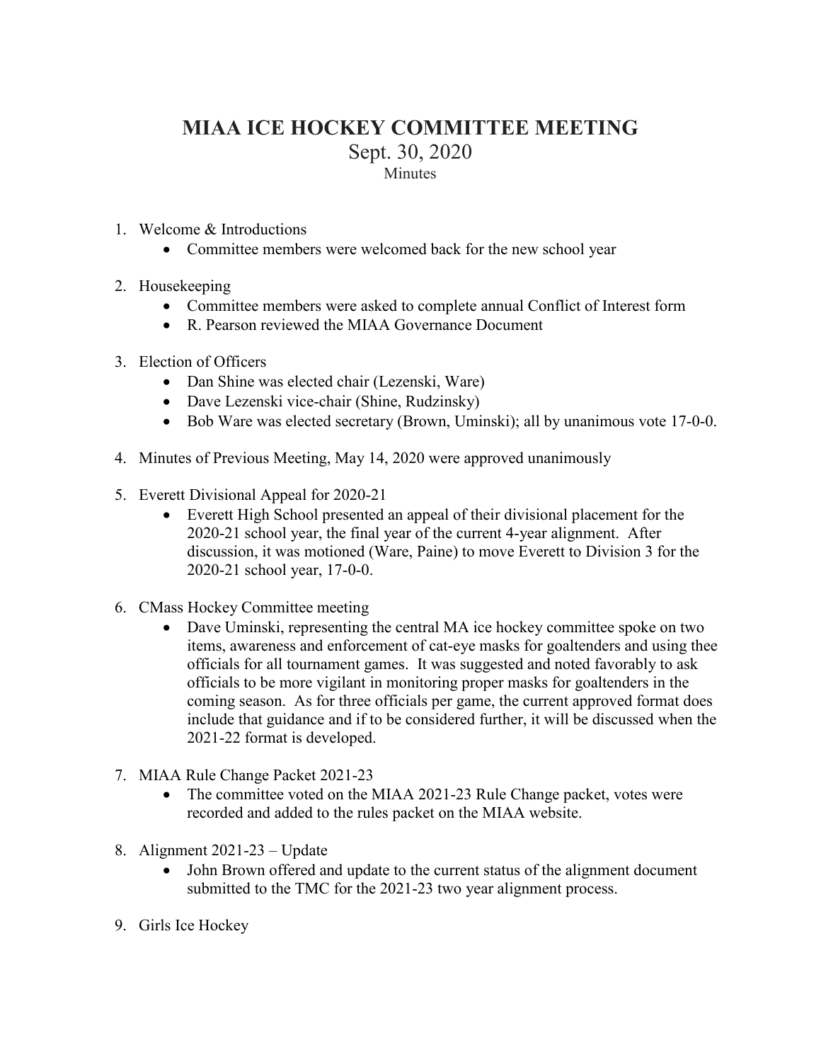# MIAA ICE HOCKEY COMMITTEE MEETING

Sept. 30, 2020

Minutes

1. Welcome & Introductions
   - Committee members were welcomed back for the new school year

2. Housekeeping
   - Committee members were asked to complete annual Conflict of Interest form
   - R. Pearson reviewed the MIAA Governance Document

3. Election of Officers
   - Dan Shine was elected chair (Lezenski, Ware)
   - Dave Lezenski vice-chair (Shine, Rudzinsky)
   - Bob Ware was elected secretary (Brown, Uminski); all by unanimous vote 17-0-0.

4. Minutes of Previous Meeting, May 14, 2020 were approved unanimously

5. Everett Divisional Appeal for 2020-21
   - Everett High School presented an appeal of their divisional placement for the 2020-21 school year, the final year of the current 4-year alignment. After discussion, it was motioned (Ware, Paine) to move Everett to Division 3 for the 2020-21 school year, 17-0-0.

6. CMass Hockey Committee meeting
   - Dave Uminski, representing the central MA ice hockey committee spoke on two items, awareness and enforcement of cat-eye masks for goaltenders and using thee officials for all tournament games. It was suggested and noted favorably to ask officials to be more vigilant in monitoring proper masks for goaltenders in the coming season. As for three officials per game, the current approved format does include that guidance and if to be considered further, it will be discussed when the 2021-22 format is developed.

7. MIAA Rule Change Packet 2021-23
   - The committee voted on the MIAA 2021-23 Rule Change packet, votes were recorded and added to the rules packet on the MIAA website.

8. Alignment 2021-23 – Update
   - John Brown offered and update to the current status of the alignment document submitted to the TMC for the 2021-23 two year alignment process.

9. Girls Ice Hockey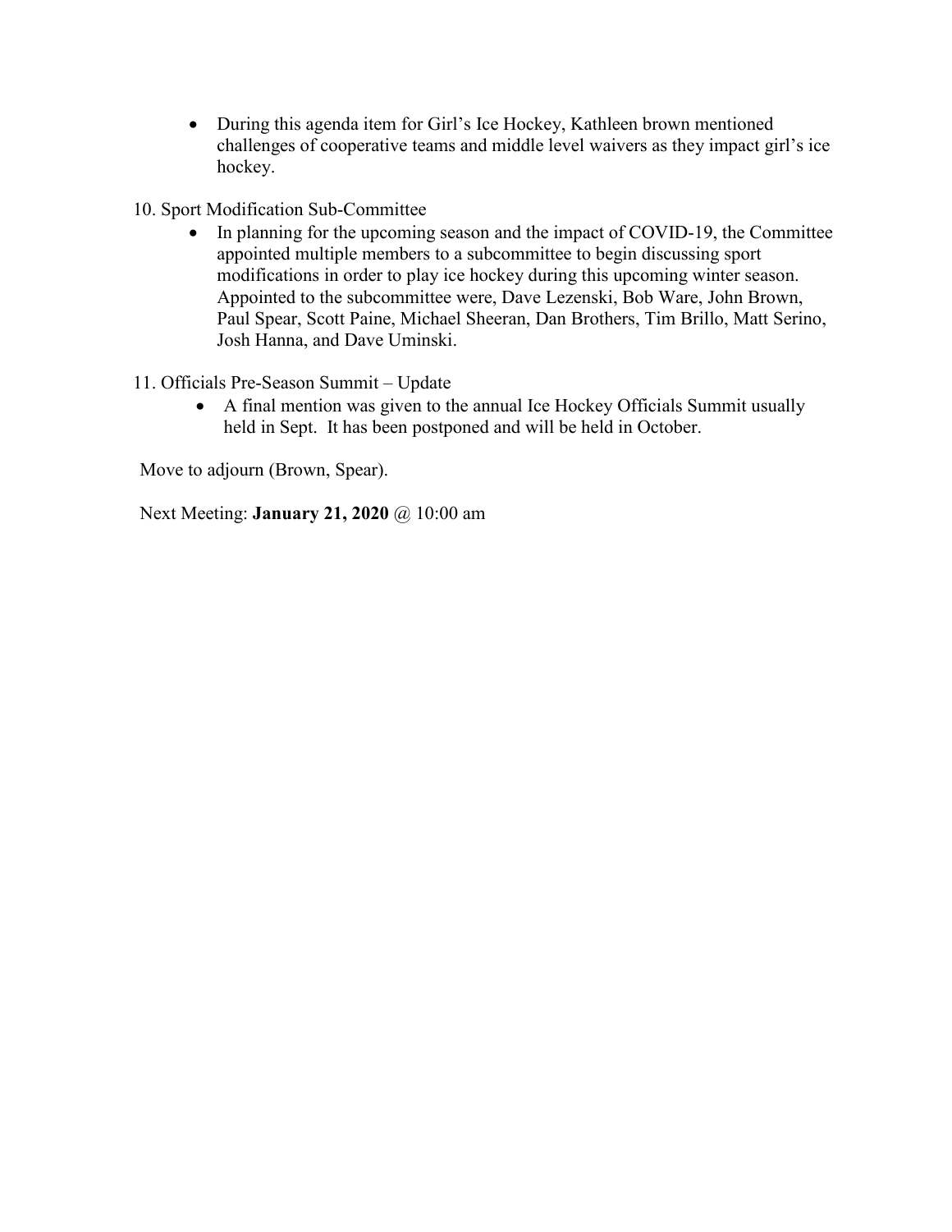- During this agenda item for Girl's Ice Hockey, Kathleen brown mentioned challenges of cooperative teams and middle level waivers as they impact girl's ice hockey.

10. Sport Modification Sub-Committee
    - In planning for the upcoming season and the impact of COVID-19, the Committee appointed multiple members to a subcommittee to begin discussing sport modifications in order to play ice hockey during this upcoming winter season. Appointed to the subcommittee were, Dave Lezenski, Bob Ware, John Brown, Paul Spear, Scott Paine, Michael Sheeran, Dan Brothers, Tim Brillo, Matt Serino, Josh Hanna, and Dave Uminski.

11. Officials Pre-Season Summit – Update
    - A final mention was given to the annual Ice Hockey Officials Summit usually held in Sept. It has been postponed and will be held in October.

Move to adjourn (Brown, Spear).

Next Meeting: **January 21, 2020** @ 10:00 am